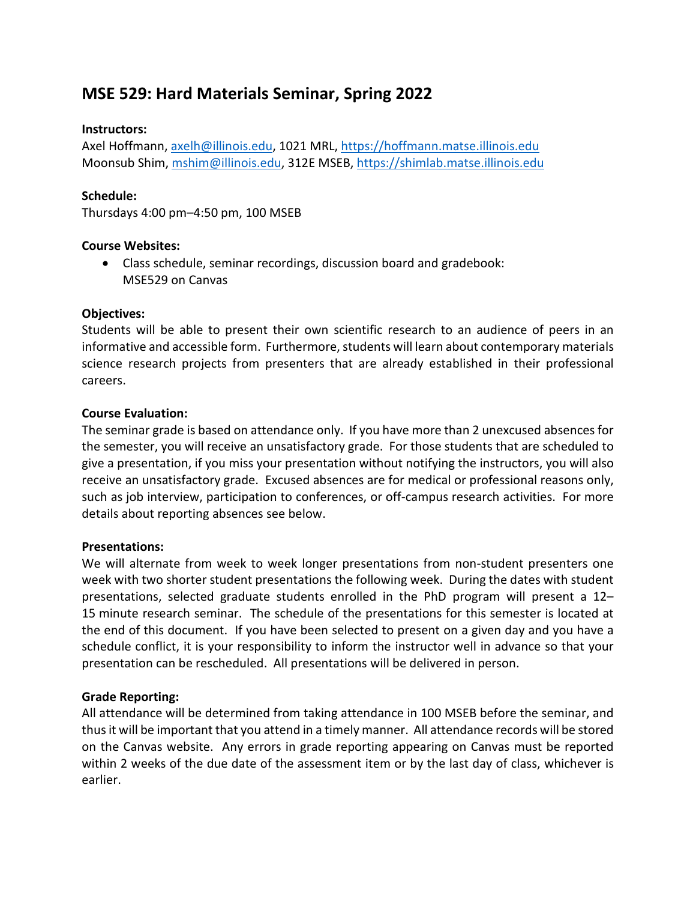# MSE 529: Hard Materials Seminar, Spring 2022

**Instructors:**
Axel Hoffmann, axelh@illinois.edu, 1021 MRL, https://hoffmann.matse.illinois.edu
Moonsub Shim, mshim@illinois.edu, 312E MSEB, https://shimlab.matse.illinois.edu

**Schedule:**
Thursdays 4:00 pm–4:50 pm, 100 MSEB

**Course Websites:**

- Class schedule, seminar recordings, discussion board and gradebook: MSE529 on Canvas

**Objectives:**
Students will be able to present their own scientific research to an audience of peers in an informative and accessible form. Furthermore, students will learn about contemporary materials science research projects from presenters that are already established in their professional careers.

**Course Evaluation:**
The seminar grade is based on attendance only. If you have more than 2 unexcused absences for the semester, you will receive an unsatisfactory grade. For those students that are scheduled to give a presentation, if you miss your presentation without notifying the instructors, you will also receive an unsatisfactory grade. Excused absences are for medical or professional reasons only, such as job interview, participation to conferences, or off-campus research activities. For more details about reporting absences see below.

**Presentations:**
We will alternate from week to week longer presentations from non-student presenters one week with two shorter student presentations the following week. During the dates with student presentations, selected graduate students enrolled in the PhD program will present a 12–15 minute research seminar. The schedule of the presentations for this semester is located at the end of this document. If you have been selected to present on a given day and you have a schedule conflict, it is your responsibility to inform the instructor well in advance so that your presentation can be rescheduled. All presentations will be delivered in person.

**Grade Reporting:**
All attendance will be determined from taking attendance in 100 MSEB before the seminar, and thus it will be important that you attend in a timely manner. All attendance records will be stored on the Canvas website. Any errors in grade reporting appearing on Canvas must be reported within 2 weeks of the due date of the assessment item or by the last day of class, whichever is earlier.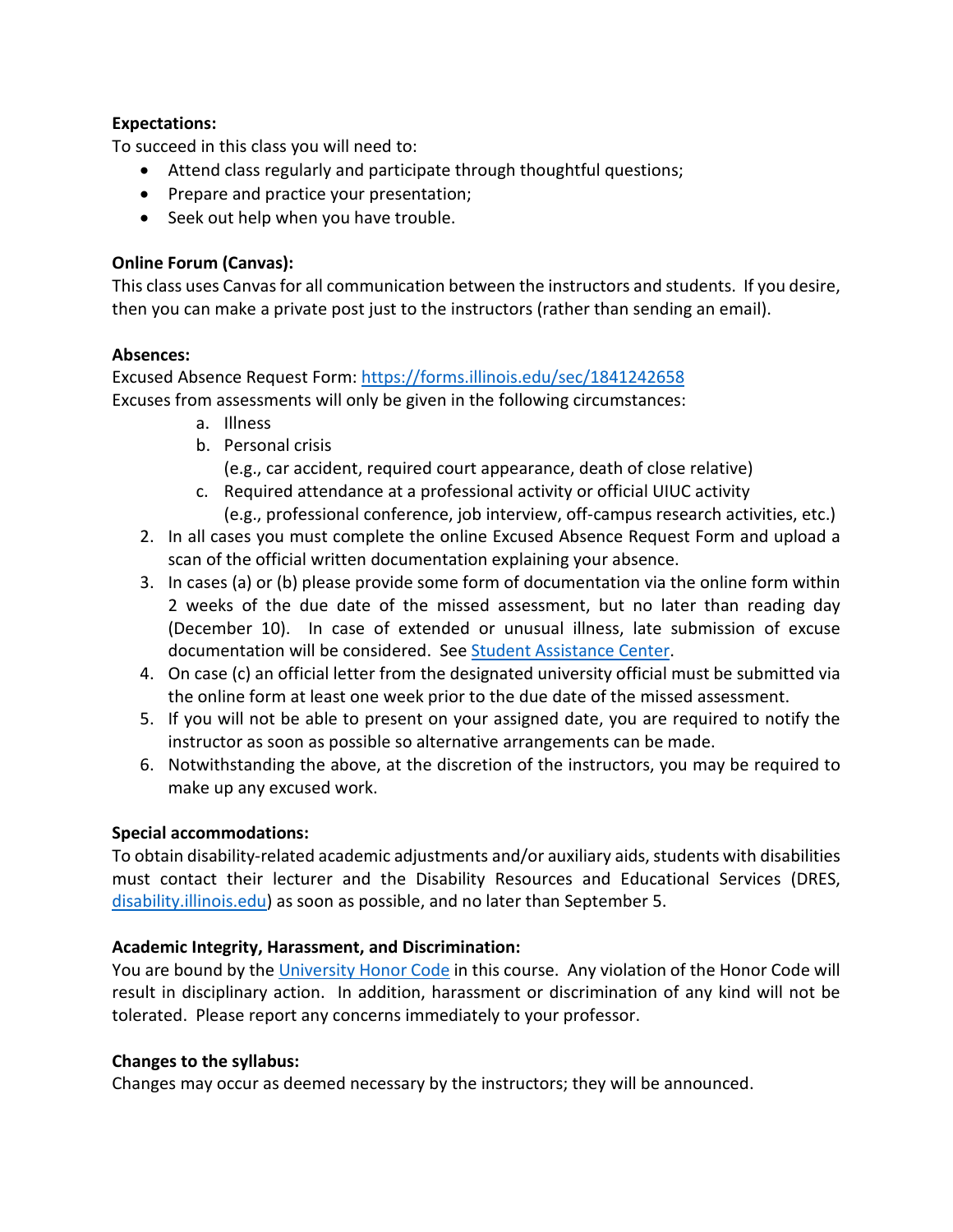**Expectations:**

To succeed in this class you will need to:

- Attend class regularly and participate through thoughtful questions;
- Prepare and practice your presentation;
- Seek out help when you have trouble.

**Online Forum (Canvas):**

This class uses Canvas for all communication between the instructors and students. If you desire, then you can make a private post just to the instructors (rather than sending an email).

**Absences:**

Excused Absence Request Form: [https://forms.illinois.edu/sec/1841242658](https://forms.illinois.edu/sec/1841242658)

Excuses from assessments will only be given in the following circumstances:

a. Illness
b. Personal crisis
   (e.g., car accident, required court appearance, death of close relative)
c. Required attendance at a professional activity or official UIUC activity
   (e.g., professional conference, job interview, off-campus research activities, etc.)

2. In all cases you must complete the online Excused Absence Request Form and upload a scan of the official written documentation explaining your absence.
3. In cases (a) or (b) please provide some form of documentation via the online form within 2 weeks of the due date of the missed assessment, but no later than reading day (December 10). In case of extended or unusual illness, late submission of excuse documentation will be considered. See Student Assistance Center.
4. On case (c) an official letter from the designated university official must be submitted via the online form at least one week prior to the due date of the missed assessment.
5. If you will not be able to present on your assigned date, you are required to notify the instructor as soon as possible so alternative arrangements can be made.
6. Notwithstanding the above, at the discretion of the instructors, you may be required to make up any excused work.

**Special accommodations:**

To obtain disability-related academic adjustments and/or auxiliary aids, students with disabilities must contact their lecturer and the Disability Resources and Educational Services (DRES, disability.illinois.edu) as soon as possible, and no later than September 5.

**Academic Integrity, Harassment, and Discrimination:**

You are bound by the University Honor Code in this course. Any violation of the Honor Code will result in disciplinary action. In addition, harassment or discrimination of any kind will not be tolerated. Please report any concerns immediately to your professor.

**Changes to the syllabus:**

Changes may occur as deemed necessary by the instructors; they will be announced.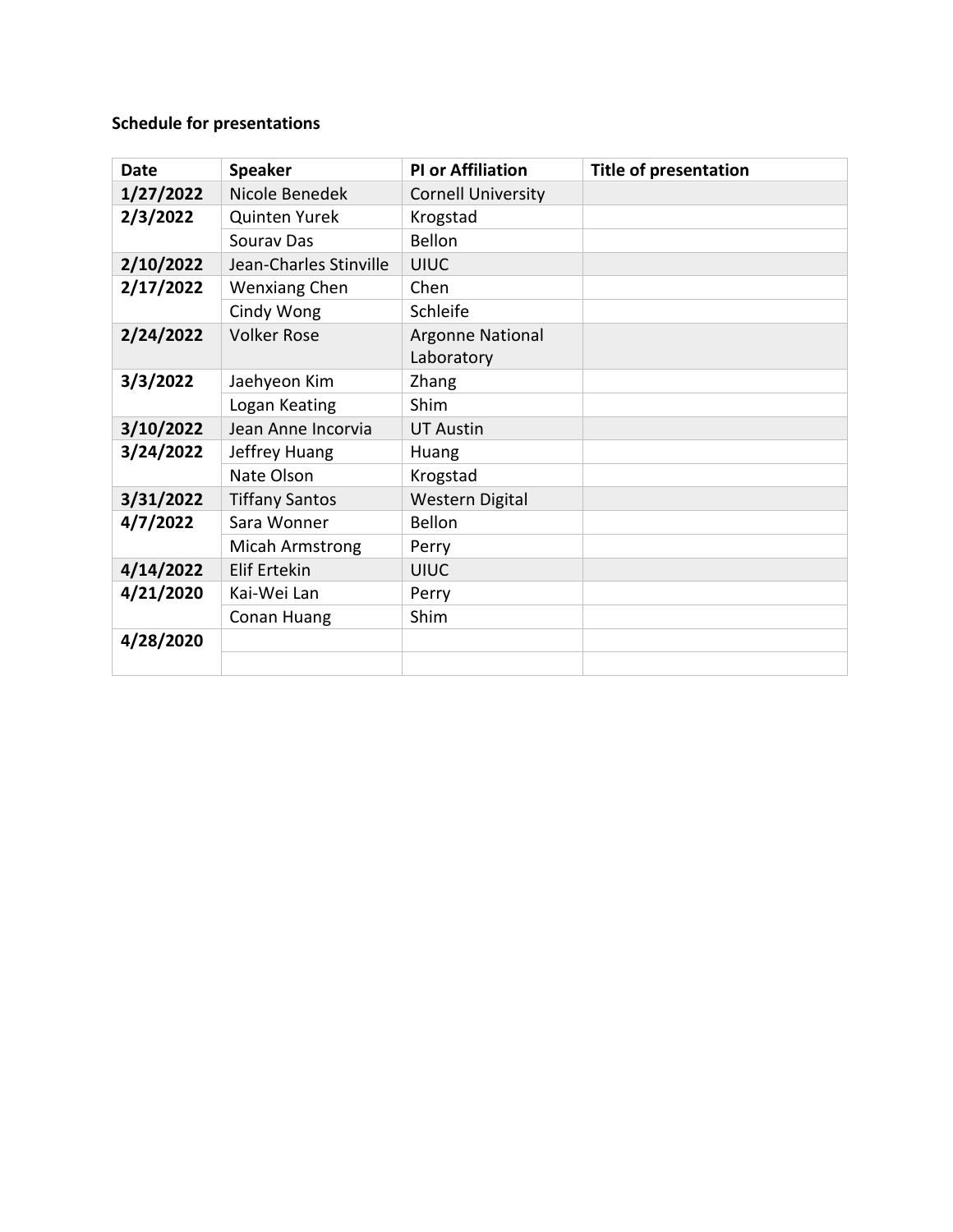**Schedule for presentations**

| Date | Speaker | PI or Affiliation | Title of presentation |
|---|---|---|---|
| **1/27/2022** | Nicole Benedek | Cornell University | |
| **2/3/2022** | Quinten Yurek | Krogstad | |
| | Sourav Das | Bellon | |
| **2/10/2022** | Jean-Charles Stinville | UIUC | |
| **2/17/2022** | Wenxiang Chen | Chen | |
| | Cindy Wong | Schleife | |
| **2/24/2022** | Volker Rose | Argonne National Laboratory | |
| **3/3/2022** | Jaehyeon Kim | Zhang | |
| | Logan Keating | Shim | |
| **3/10/2022** | Jean Anne Incorvia | UT Austin | |
| **3/24/2022** | Jeffrey Huang | Huang | |
| | Nate Olson | Krogstad | |
| **3/31/2022** | Tiffany Santos | Western Digital | |
| **4/7/2022** | Sara Wonner | Bellon | |
| | Micah Armstrong | Perry | |
| **4/14/2022** | Elif Ertekin | UIUC | |
| **4/21/2020** | Kai-Wei Lan | Perry | |
| | Conan Huang | Shim | |
| **4/28/2020** | | | |
| | | | |